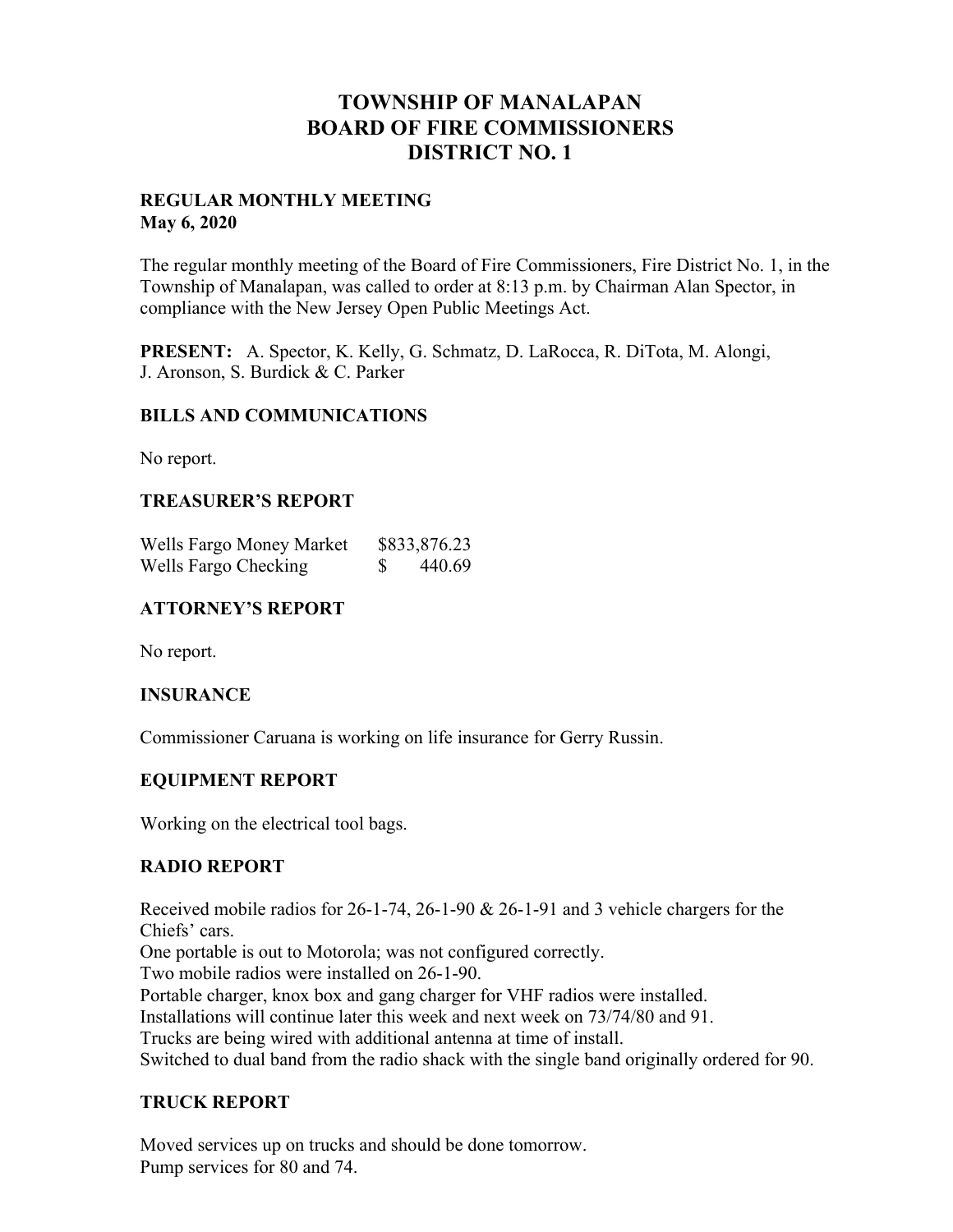# TOWNSHIP OF MANALAPAN
# BOARD OF FIRE COMMISSIONERS
# DISTRICT NO. 1

**REGULAR MONTHLY MEETING**
**May 6, 2020**

The regular monthly meeting of the Board of Fire Commissioners, Fire District No. 1, in the Township of Manalapan, was called to order at 8:13 p.m. by Chairman Alan Spector, in compliance with the New Jersey Open Public Meetings Act.

**PRESENT:** A. Spector, K. Kelly, G. Schmatz, D. LaRocca, R. DiTota, M. Alongi, J. Aronson, S. Burdick & C. Parker

## BILLS AND COMMUNICATIONS

No report.

## TREASURER'S REPORT

| | |
|---|---|
| Wells Fargo Money Market | $833,876.23 |
| Wells Fargo Checking | $ 440.69 |

## ATTORNEY'S REPORT

No report.

## INSURANCE

Commissioner Caruana is working on life insurance for Gerry Russin.

## EQUIPMENT REPORT

Working on the electrical tool bags.

## RADIO REPORT

Received mobile radios for 26-1-74, 26-1-90 & 26-1-91 and 3 vehicle chargers for the Chiefs' cars.
One portable is out to Motorola; was not configured correctly.
Two mobile radios were installed on 26-1-90.
Portable charger, knox box and gang charger for VHF radios were installed.
Installations will continue later this week and next week on 73/74/80 and 91.
Trucks are being wired with additional antenna at time of install.
Switched to dual band from the radio shack with the single band originally ordered for 90.

## TRUCK REPORT

Moved services up on trucks and should be done tomorrow.
Pump services for 80 and 74.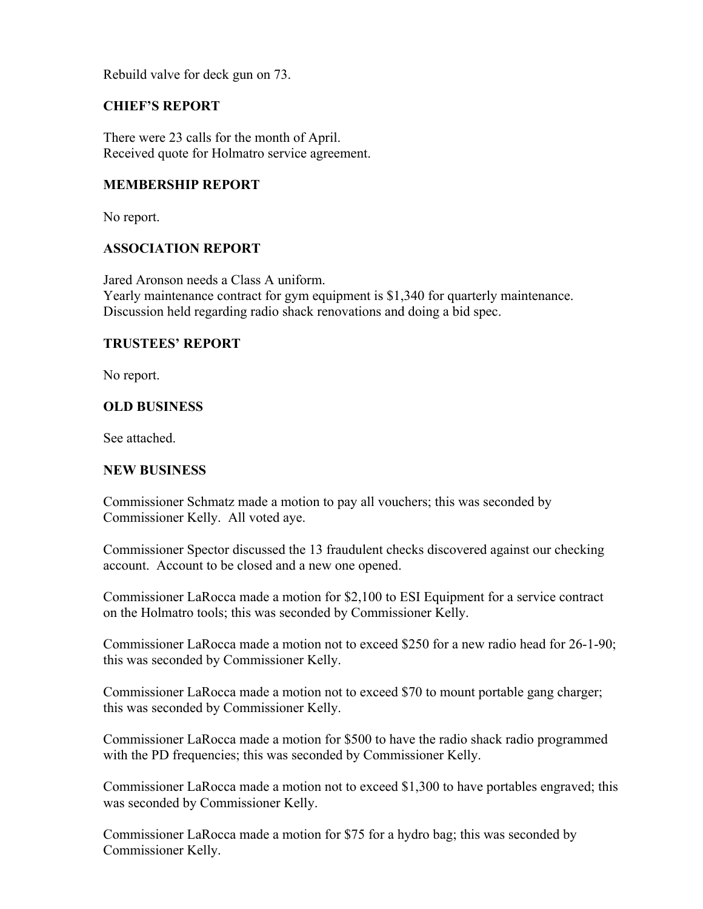Rebuild valve for deck gun on 73.

## CHIEF'S REPORT

There were 23 calls for the month of April.
Received quote for Holmatro service agreement.

## MEMBERSHIP REPORT

No report.

## ASSOCIATION REPORT

Jared Aronson needs a Class A uniform.
Yearly maintenance contract for gym equipment is $1,340 for quarterly maintenance.
Discussion held regarding radio shack renovations and doing a bid spec.

## TRUSTEES' REPORT

No report.

## OLD BUSINESS

See attached.

## NEW BUSINESS

Commissioner Schmatz made a motion to pay all vouchers; this was seconded by Commissioner Kelly. All voted aye.

Commissioner Spector discussed the 13 fraudulent checks discovered against our checking account. Account to be closed and a new one opened.

Commissioner LaRocca made a motion for $2,100 to ESI Equipment for a service contract on the Holmatro tools; this was seconded by Commissioner Kelly.

Commissioner LaRocca made a motion not to exceed $250 for a new radio head for 26-1-90; this was seconded by Commissioner Kelly.

Commissioner LaRocca made a motion not to exceed $70 to mount portable gang charger; this was seconded by Commissioner Kelly.

Commissioner LaRocca made a motion for $500 to have the radio shack radio programmed with the PD frequencies; this was seconded by Commissioner Kelly.

Commissioner LaRocca made a motion not to exceed $1,300 to have portables engraved; this was seconded by Commissioner Kelly.

Commissioner LaRocca made a motion for $75 for a hydro bag; this was seconded by Commissioner Kelly.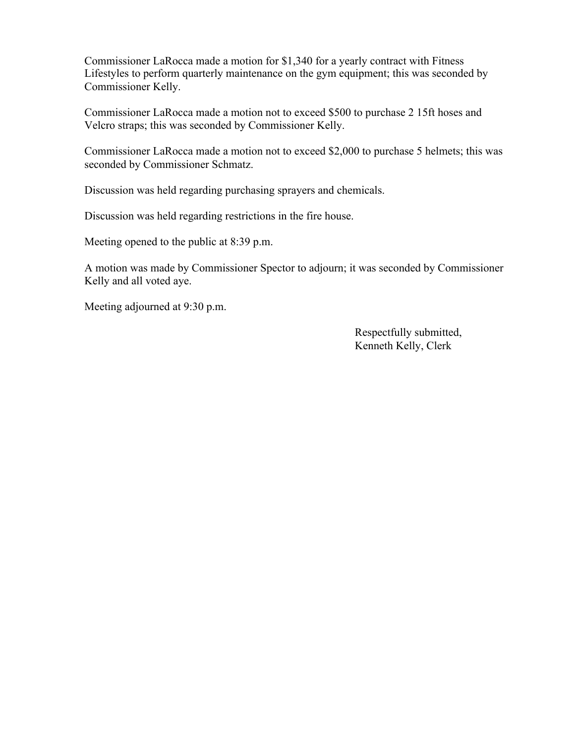Commissioner LaRocca made a motion for $1,340 for a yearly contract with Fitness Lifestyles to perform quarterly maintenance on the gym equipment; this was seconded by Commissioner Kelly.

Commissioner LaRocca made a motion not to exceed $500 to purchase 2 15ft hoses and Velcro straps; this was seconded by Commissioner Kelly.

Commissioner LaRocca made a motion not to exceed $2,000 to purchase 5 helmets; this was seconded by Commissioner Schmatz.

Discussion was held regarding purchasing sprayers and chemicals.

Discussion was held regarding restrictions in the fire house.

Meeting opened to the public at 8:39 p.m.

A motion was made by Commissioner Spector to adjourn; it was seconded by Commissioner Kelly and all voted aye.

Meeting adjourned at 9:30 p.m.

Respectfully submitted,
Kenneth Kelly, Clerk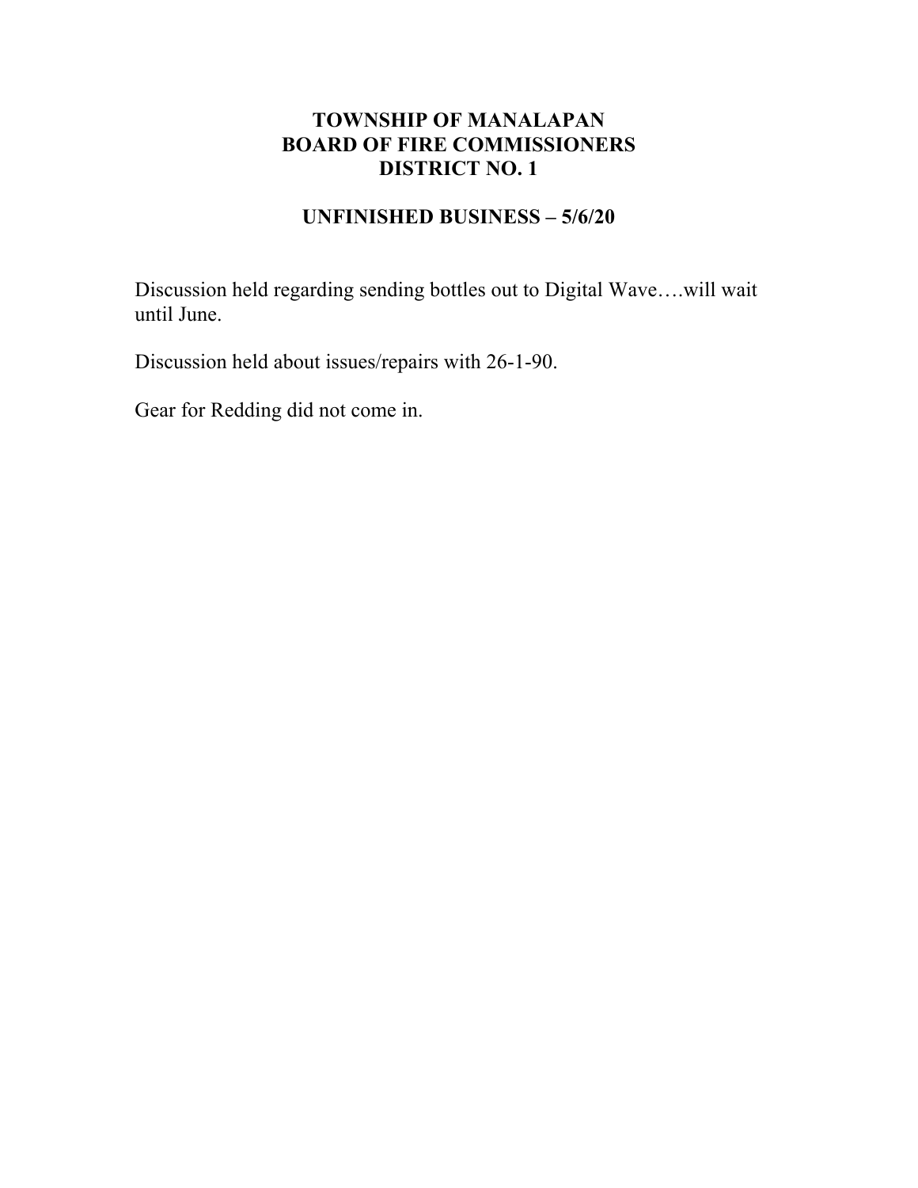# TOWNSHIP OF MANALAPAN
# BOARD OF FIRE COMMISSIONERS
# DISTRICT NO. 1

## UNFINISHED BUSINESS – 5/6/20

Discussion held regarding sending bottles out to Digital Wave….will wait until June.

Discussion held about issues/repairs with 26-1-90.

Gear for Redding did not come in.